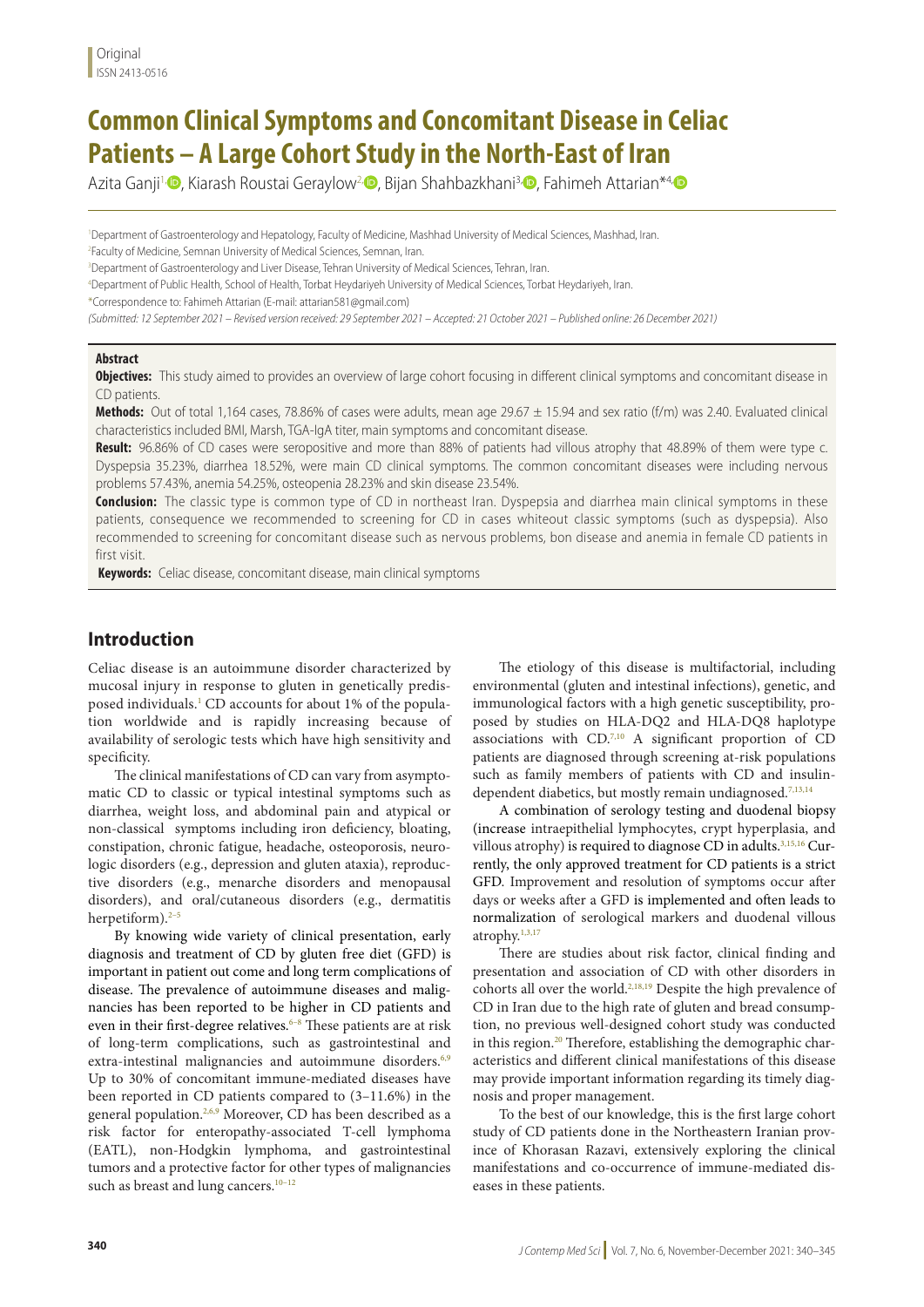Original
ISSN 2413-0516

# Common Clinical Symptoms and Concomitant Disease in Celiac Patients – A Large Cohort Study in the North-East of Iran

Azita Ganji[1], Kiarash Roustai Geraylow[2], Bijan Shahbazkhani[3], Fahimeh Attarian*[4]

[1]Department of Gastroenterology and Hepatology, Faculty of Medicine, Mashhad University of Medical Sciences, Mashhad, Iran.
[2]Faculty of Medicine, Semnan University of Medical Sciences, Semnan, Iran.
[3]Department of Gastroenterology and Liver Disease, Tehran University of Medical Sciences, Tehran, Iran.
[4]Department of Public Health, School of Health, Torbat Heydariyeh University of Medical Sciences, Torbat Heydariyeh, Iran.
*Correspondence to: Fahimeh Attarian (E-mail: attarian581@gmail.com)

*(Submitted: 12 September 2021 – Revised version received: 29 September 2021 – Accepted: 21 October 2021 – Published online: 26 December 2021)*

## Abstract

**Objectives:** This study aimed to provides an overview of large cohort focusing in different clinical symptoms and concomitant disease in CD patients.

**Methods:** Out of total 1,164 cases, 78.86% of cases were adults, mean age 29.67 ± 15.94 and sex ratio (f/m) was 2.40. Evaluated clinical characteristics included BMI, Marsh, TGA-IgA titer, main symptoms and concomitant disease.

**Result:** 96.86% of CD cases were seropositive and more than 88% of patients had villous atrophy that 48.89% of them were type c. Dyspepsia 35.23%, diarrhea 18.52%, were main CD clinical symptoms. The common concomitant diseases were including nervous problems 57.43%, anemia 54.25%, osteopenia 28.23% and skin disease 23.54%.

**Conclusion:** The classic type is common type of CD in northeast Iran. Dyspepsia and diarrhea main clinical symptoms in these patients, consequence we recommended to screening for CD in cases whiteout classic symptoms (such as dyspepsia). Also recommended to screening for concomitant disease such as nervous problems, bon disease and anemia in female CD patients in first visit.

**Keywords:** Celiac disease, concomitant disease, main clinical symptoms

## Introduction

Celiac disease is an autoimmune disorder characterized by mucosal injury in response to gluten in genetically predisposed individuals.[1] CD accounts for about 1% of the population worldwide and is rapidly increasing because of availability of serologic tests which have high sensitivity and specificity.

The clinical manifestations of CD can vary from asymptomatic CD to classic or typical intestinal symptoms such as diarrhea, weight loss, and abdominal pain and atypical or non-classical symptoms including iron deficiency, bloating, constipation, chronic fatigue, headache, osteoporosis, neurologic disorders (e.g., depression and gluten ataxia), reproductive disorders (e.g., menarche disorders and menopausal disorders), and oral/cutaneous disorders (e.g., dermatitis herpetiform).[2–5]

By knowing wide variety of clinical presentation, early diagnosis and treatment of CD by gluten free diet (GFD) is important in patient out come and long term complications of disease. The prevalence of autoimmune diseases and malignancies has been reported to be higher in CD patients and even in their first-degree relatives.[6–8] These patients are at risk of long-term complications, such as gastrointestinal and extra-intestinal malignancies and autoimmune disorders.[6,9] Up to 30% of concomitant immune-mediated diseases have been reported in CD patients compared to (3–11.6%) in the general population.[2,6,9] Moreover, CD has been described as a risk factor for enteropathy-associated T-cell lymphoma (EATL), non-Hodgkin lymphoma, and gastrointestinal tumors and a protective factor for other types of malignancies such as breast and lung cancers.[10–12]

The etiology of this disease is multifactorial, including environmental (gluten and intestinal infections), genetic, and immunological factors with a high genetic susceptibility, proposed by studies on HLA-DQ2 and HLA-DQ8 haplotype associations with CD.[7,10] A significant proportion of CD patients are diagnosed through screening at-risk populations such as family members of patients with CD and insulin-dependent diabetics, but mostly remain undiagnosed.[7,13,14]

A combination of serology testing and duodenal biopsy (increase intraepithelial lymphocytes, crypt hyperplasia, and villous atrophy) is required to diagnose CD in adults.[3,15,16] Currently, the only approved treatment for CD patients is a strict GFD. Improvement and resolution of symptoms occur after days or weeks after a GFD is implemented and often leads to normalization of serological markers and duodenal villous atrophy.[1,3,17]

There are studies about risk factor, clinical finding and presentation and association of CD with other disorders in cohorts all over the world.[2,18,19] Despite the high prevalence of CD in Iran due to the high rate of gluten and bread consumption, no previous well-designed cohort study was conducted in this region.[20] Therefore, establishing the demographic characteristics and different clinical manifestations of this disease may provide important information regarding its timely diagnosis and proper management.

To the best of our knowledge, this is the first large cohort study of CD patients done in the Northeastern Iranian province of Khorasan Razavi, extensively exploring the clinical manifestations and co-occurrence of immune-mediated diseases in these patients.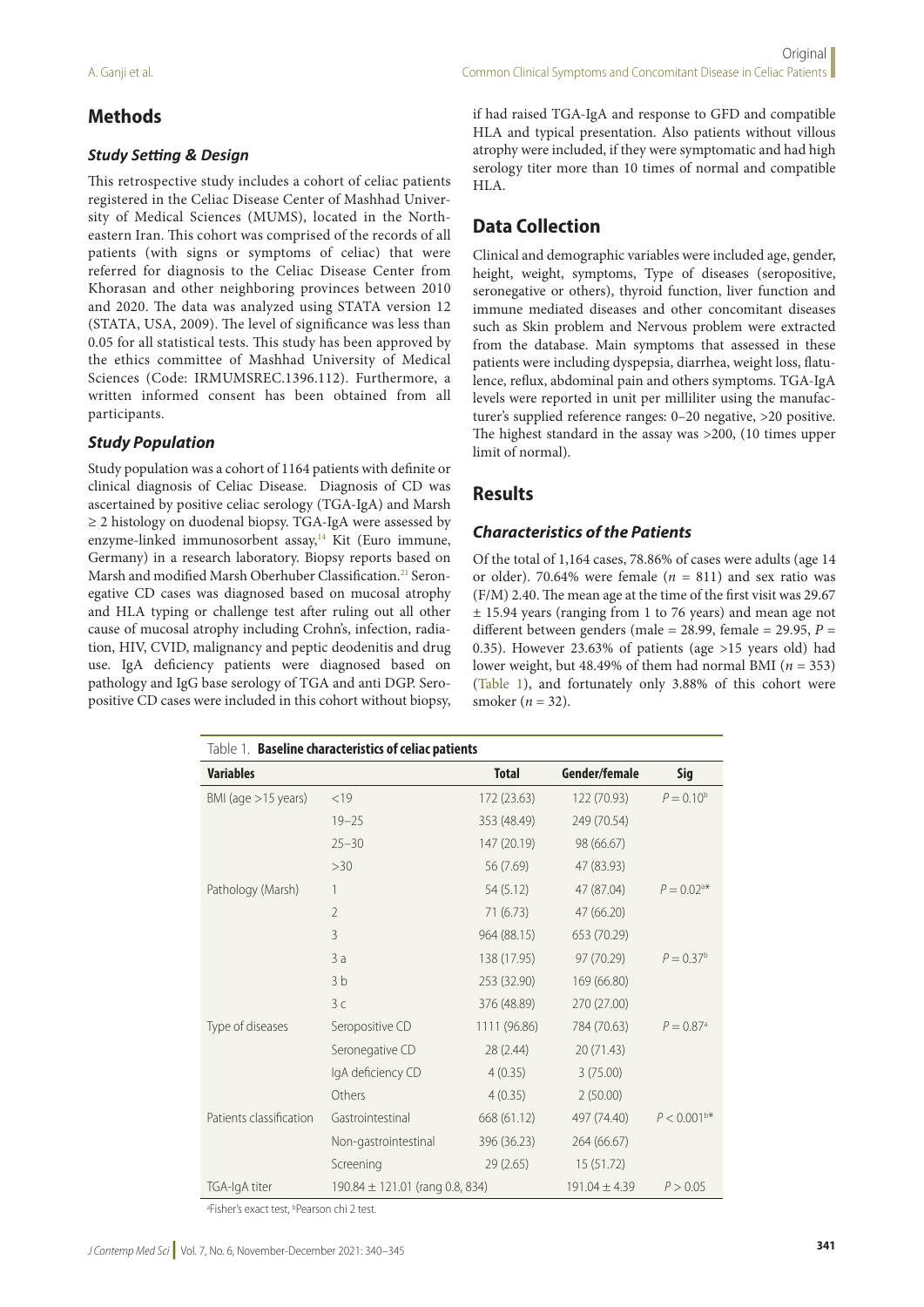## Methods

### Study Setting & Design

This retrospective study includes a cohort of celiac patients registered in the Celiac Disease Center of Mashhad University of Medical Sciences (MUMS), located in the Northeastern Iran. This cohort was comprised of the records of all patients (with signs or symptoms of celiac) that were referred for diagnosis to the Celiac Disease Center from Khorasan and other neighboring provinces between 2010 and 2020. The data was analyzed using STATA version 12 (STATA, USA, 2009). The level of significance was less than 0.05 for all statistical tests. This study has been approved by the ethics committee of Mashhad University of Medical Sciences (Code: IRMUMSREC.1396.112). Furthermore, a written informed consent has been obtained from all participants.

### Study Population

Study population was a cohort of 1164 patients with definite or clinical diagnosis of Celiac Disease. Diagnosis of CD was ascertained by positive celiac serology (TGA-IgA) and Marsh ≥ 2 histology on duodenal biopsy. TGA-IgA were assessed by enzyme-linked immunosorbent assay,[14] Kit (Euro immune, Germany) in a research laboratory. Biopsy reports based on Marsh and modified Marsh Oberhuber Classification.[21] Seronegative CD cases was diagnosed based on mucosal atrophy and HLA typing or challenge test after ruling out all other cause of mucosal atrophy including Crohn's, infection, radiation, HIV, CVID, malignancy and peptic deodenitis and drug use. IgA deficiency patients were diagnosed based on pathology and IgG base serology of TGA and anti DGP. Seropositive CD cases were included in this cohort without biopsy, if had raised TGA-IgA and response to GFD and compatible HLA and typical presentation. Also patients without villous atrophy were included, if they were symptomatic and had high serology titer more than 10 times of normal and compatible HLA.

## Data Collection

Clinical and demographic variables were included age, gender, height, weight, symptoms, Type of diseases (seropositive, seronegative or others), thyroid function, liver function and immune mediated diseases and other concomitant diseases such as Skin problem and Nervous problem were extracted from the database. Main symptoms that assessed in these patients were including dyspepsia, diarrhea, weight loss, flatulence, reflux, abdominal pain and others symptoms. TGA-IgA levels were reported in unit per milliliter using the manufacturer's supplied reference ranges: 0–20 negative, >20 positive. The highest standard in the assay was >200, (10 times upper limit of normal).

## Results

### Characteristics of the Patients

Of the total of 1,164 cases, 78.86% of cases were adults (age 14 or older). 70.64% were female ($n$ = 811) and sex ratio was (F/M) 2.40. The mean age at the time of the first visit was 29.67 ± 15.94 years (ranging from 1 to 76 years) and mean age not different between genders (male = 28.99, female = 29.95, $P$ = 0.35). However 23.63% of patients (age >15 years old) had lower weight, but 48.49% of them had normal BMI ($n$ = 353) (Table 1), and fortunately only 3.88% of this cohort were smoker ($n$ = 32).

Table 1. **Baseline characteristics of celiac patients**

| Variables | | Total | Gender/female | Sig |
|---|---|---|---|---|
| BMI (age >15 years) | <19 | 172 (23.63) | 122 (70.93) | $P = 0.10^b$ |
| | 19–25 | 353 (48.49) | 249 (70.54) | |
| | 25–30 | 147 (20.19) | 98 (66.67) | |
| | >30 | 56 (7.69) | 47 (83.93) | |
| Pathology (Marsh) | 1 | 54 (5.12) | 47 (87.04) | $P = 0.02^{a*}$ |
| | 2 | 71 (6.73) | 47 (66.20) | |
| | 3 | 964 (88.15) | 653 (70.29) | |
| | 3 a | 138 (17.95) | 97 (70.29) | $P = 0.37^b$ |
| | 3 b | 253 (32.90) | 169 (66.80) | |
| | 3 c | 376 (48.89) | 270 (27.00) | |
| Type of diseases | Seropositive CD | 1111 (96.86) | 784 (70.63) | $P = 0.87^a$ |
| | Seronegative CD | 28 (2.44) | 20 (71.43) | |
| | IgA deficiency CD | 4 (0.35) | 3 (75.00) | |
| | Others | 4 (0.35) | 2 (50.00) | |
| Patients classification | Gastrointestinal | 668 (61.12) | 497 (74.40) | $P < 0.001^{b*}$ |
| | Non-gastrointestinal | 396 (36.23) | 264 (66.67) | |
| | Screening | 29 (2.65) | 15 (51.72) | |
| TGA-IgA titer | 190.84 ± 121.01 (rang 0.8, 834) | | 191.04 ± 4.39 | $P > 0.05$ |

[a]Fisher's exact test, [b]Pearson chi 2 test.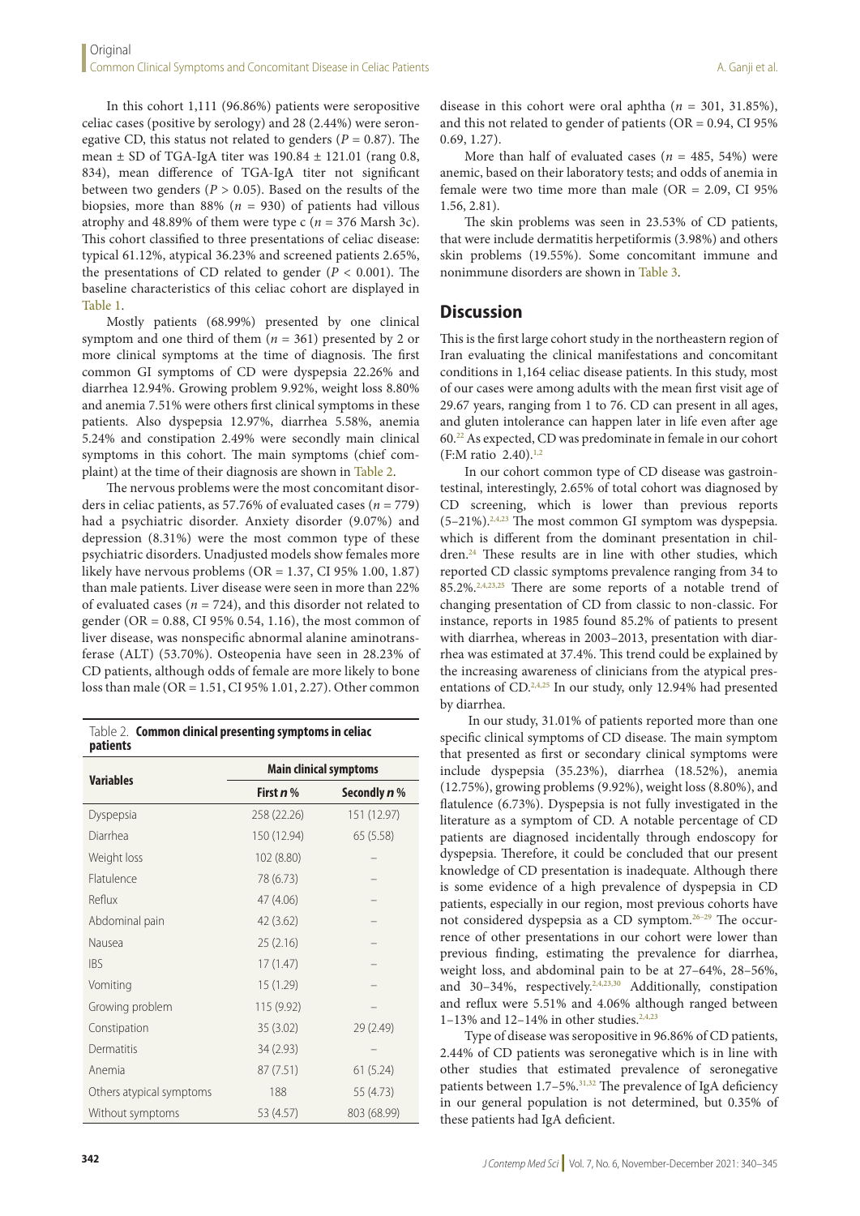In this cohort 1,111 (96.86%) patients were seropositive celiac cases (positive by serology) and 28 (2.44%) were seronegative CD, this status not related to genders ($P = 0.87$). The mean ± SD of TGA-IgA titer was 190.84 ± 121.01 (rang 0.8, 834), mean difference of TGA-IgA titer not significant between two genders ($P > 0.05$). Based on the results of the biopsies, more than 88% ($n = 930$) of patients had villous atrophy and 48.89% of them were type c ($n = 376$ Marsh 3c). This cohort classified to three presentations of celiac disease: typical 61.12%, atypical 36.23% and screened patients 2.65%, the presentations of CD related to gender ($P < 0.001$). The baseline characteristics of this celiac cohort are displayed in Table 1.

Mostly patients (68.99%) presented by one clinical symptom and one third of them ($n = 361$) presented by 2 or more clinical symptoms at the time of diagnosis. The first common GI symptoms of CD were dyspepsia 22.26% and diarrhea 12.94%. Growing problem 9.92%, weight loss 8.80% and anemia 7.51% were others first clinical symptoms in these patients. Also dyspepsia 12.97%, diarrhea 5.58%, anemia 5.24% and constipation 2.49% were secondly main clinical symptoms in this cohort. The main symptoms (chief complaint) at the time of their diagnosis are shown in Table 2.

The nervous problems were the most concomitant disorders in celiac patients, as 57.76% of evaluated cases ($n = 779$) had a psychiatric disorder. Anxiety disorder (9.07%) and depression (8.31%) were the most common type of these psychiatric disorders. Unadjusted models show females more likely have nervous problems (OR = 1.37, CI 95% 1.00, 1.87) than male patients. Liver disease were seen in more than 22% of evaluated cases ($n = 724$), and this disorder not related to gender (OR = 0.88, CI 95% 0.54, 1.16), the most common of liver disease, was nonspecific abnormal alanine aminotransferase (ALT) (53.70%). Osteopenia have seen in 28.23% of CD patients, although odds of female are more likely to bone loss than male (OR = 1.51, CI 95% 1.01, 2.27). Other common disease in this cohort were oral aphtha ($n = 301$, 31.85%), and this not related to gender of patients (OR = 0.94, CI 95% 0.69, 1.27).

More than half of evaluated cases ($n = 485$, 54%) were anemic, based on their laboratory tests; and odds of anemia in female were two time more than male (OR = 2.09, CI 95% 1.56, 2.81).

The skin problems was seen in 23.53% of CD patients, that were include dermatitis herpetiformis (3.98%) and others skin problems (19.55%). Some concomitant immune and nonimmune disorders are shown in Table 3.

Table 2. **Common clinical presenting symptoms in celiac patients**

| Variables | Main clinical symptoms | |
|---|---|---|
| | First *n* % | Secondly *n* % |
| Dyspepsia | 258 (22.26) | 151 (12.97) |
| Diarrhea | 150 (12.94) | 65 (5.58) |
| Weight loss | 102 (8.80) | – |
| Flatulence | 78 (6.73) | – |
| Reflux | 47 (4.06) | – |
| Abdominal pain | 42 (3.62) | – |
| Nausea | 25 (2.16) | – |
| IBS | 17 (1.47) | – |
| Vomiting | 15 (1.29) | – |
| Growing problem | 115 (9.92) | – |
| Constipation | 35 (3.02) | 29 (2.49) |
| Dermatitis | 34 (2.93) | – |
| Anemia | 87 (7.51) | 61 (5.24) |
| Others atypical symptoms | 188 | 55 (4.73) |
| Without symptoms | 53 (4.57) | 803 (68.99) |

## Discussion

This is the first large cohort study in the northeastern region of Iran evaluating the clinical manifestations and concomitant conditions in 1,164 celiac disease patients. In this study, most of our cases were among adults with the mean first visit age of 29.67 years, ranging from 1 to 76. CD can present in all ages, and gluten intolerance can happen later in life even after age 60.[22] As expected, CD was predominate in female in our cohort (F:M ratio 2.40).[1,2]

In our cohort common type of CD disease was gastrointestinal, interestingly, 2.65% of total cohort was diagnosed by CD screening, which is lower than previous reports (5–21%).[2,4,23] The most common GI symptom was dyspepsia. which is different from the dominant presentation in children.[24] These results are in line with other studies, which reported CD classic symptoms prevalence ranging from 34 to 85.2%.[2,4,23,25] There are some reports of a notable trend of changing presentation of CD from classic to non-classic. For instance, reports in 1985 found 85.2% of patients to present with diarrhea, whereas in 2003–2013, presentation with diarrhea was estimated at 37.4%. This trend could be explained by the increasing awareness of clinicians from the atypical presentations of CD.[2,4,25] In our study, only 12.94% had presented by diarrhea.

In our study, 31.01% of patients reported more than one specific clinical symptoms of CD disease. The main symptom that presented as first or secondary clinical symptoms were include dyspepsia (35.23%), diarrhea (18.52%), anemia (12.75%), growing problems (9.92%), weight loss (8.80%), and flatulence (6.73%). Dyspepsia is not fully investigated in the literature as a symptom of CD. A notable percentage of CD patients are diagnosed incidentally through endoscopy for dyspepsia. Therefore, it could be concluded that our present knowledge of CD presentation is inadequate. Although there is some evidence of a high prevalence of dyspepsia in CD patients, especially in our region, most previous cohorts have not considered dyspepsia as a CD symptom.[26–29] The occurrence of other presentations in our cohort were lower than previous finding, estimating the prevalence for diarrhea, weight loss, and abdominal pain to be at 27–64%, 28–56%, and 30–34%, respectively.[2,4,23,30] Additionally, constipation and reflux were 5.51% and 4.06% although ranged between 1–13% and 12–14% in other studies.[2,4,23]

Type of disease was seropositive in 96.86% of CD patients, 2.44% of CD patients was seronegative which is in line with other studies that estimated prevalence of seronegative patients between 1.7–5%.[31,32] The prevalence of IgA deficiency in our general population is not determined, but 0.35% of these patients had IgA deficient.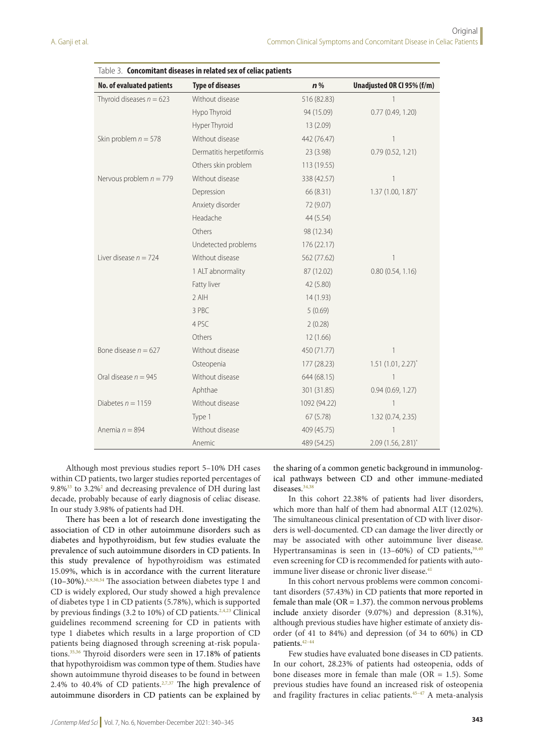Table 3. **Concomitant diseases in related sex of celiac patients**

| No. of evaluated patients | Type of diseases | *n* % | Unadjusted OR CI 95% (f/m) |
|---|---|---|---|
| Thyroid diseases $n = 623$ | Without disease | 516 (82.83) | 1 |
| | Hypo Thyroid | 94 (15.09) | 0.77 (0.49, 1.20) |
| | Hyper Thyroid | 13 (2.09) | |
| Skin problem $n = 578$ | Without disease | 442 (76.47) | 1 |
| | Dermatitis herpetiformis | 23 (3.98) | 0.79 (0.52, 1.21) |
| | Others skin problem | 113 (19.55) | |
| Nervous problem $n = 779$ | Without disease | 338 (42.57) | 1 |
| | Depression | 66 (8.31) | 1.37 (1.00, 1.87)* |
| | Anxiety disorder | 72 (9.07) | |
| | Headache | 44 (5.54) | |
| | Others | 98 (12.34) | |
| | Undetected problems | 176 (22.17) | |
| Liver disease $n = 724$ | Without disease | 562 (77.62) | 1 |
| | 1 ALT abnormality | 87 (12.02) | 0.80 (0.54, 1.16) |
| | Fatty liver | 42 (5.80) | |
| | 2 AIH | 14 (1.93) | |
| | 3 PBC | 5 (0.69) | |
| | 4 PSC | 2 (0.28) | |
| | Others | 12 (1.66) | |
| Bone disease $n = 627$ | Without disease | 450 (71.77) | 1 |
| | Osteopenia | 177 (28.23) | 1.51 (1.01, 2.27)* |
| Oral disease $n = 945$ | Without disease | 644 (68.15) | 1 |
| | Aphthae | 301 (31.85) | 0.94 (0.69, 1.27) |
| Diabetes $n = 1159$ | Without disease | 1092 (94.22) | 1 |
| | Type 1 | 67 (5.78) | 1.32 (0.74, 2.35) |
| Anemia $n = 894$ | Without disease | 409 (45.75) | 1 |
| | Anemic | 489 (54.25) | 2.09 (1.56, 2.81)* |

Although most previous studies report 5–10% DH cases within CD patients, two larger studies reported percentages of 9.8%[33] to 3.2%[2] and decreasing prevalence of DH during last decade, probably because of early diagnosis of celiac disease. In our study 3.98% of patients had DH.

There has been a lot of research done investigating the association of CD in other autoimmune disorders such as diabetes and hypothyroidism, but few studies evaluate the prevalence of such autoimmune disorders in CD patients. In this study prevalence of hypothyroidism was estimated 15.09%, which is in accordance with the current literature (10–30%).[6,9,30,34] The association between diabetes type 1 and CD is widely explored, Our study showed a high prevalence of diabetes type 1 in CD patients (5.78%), which is supported by previous findings (3.2 to 10%) of CD patients.[2,4,23] Clinical guidelines recommend screening for CD in patients with type 1 diabetes which results in a large proportion of CD patients being diagnosed through screening at-risk populations.[35,36] Thyroid disorders were seen in 17.18% of patients that hypothyroidism was common type of them. Studies have shown autoimmune thyroid diseases to be found in between 2.4% to 40.4% of CD patients.[2,7,37] The high prevalence of autoimmune disorders in CD patients can be explained by the sharing of a common genetic background in immunological pathways between CD and other immune-mediated diseases.[34,38]

In this cohort 22.38% of patients had liver disorders, which more than half of them had abnormal ALT (12.02%). The simultaneous clinical presentation of CD with liver disorders is well-documented. CD can damage the liver directly or may be associated with other autoimmune liver disease. Hypertransaminas is seen in (13–60%) of CD patients,[39,40] even screening for CD is recommended for patients with autoimmune liver disease or chronic liver disease.[41]

In this cohort nervous problems were common concomitant disorders (57.43%) in CD patients that more reported in female than male (OR = 1.37). the common nervous problems include anxiety disorder (9.07%) and depression (8.31%), although previous studies have higher estimate of anxiety disorder (of 41 to 84%) and depression (of 34 to 60%) in CD patients.[42–44]

Few studies have evaluated bone diseases in CD patients. In our cohort, 28.23% of patients had osteopenia, odds of bone diseases more in female than male (OR = 1.5). Some previous studies have found an increased risk of osteopenia and fragility fractures in celiac patients.[45–47] A meta-analysis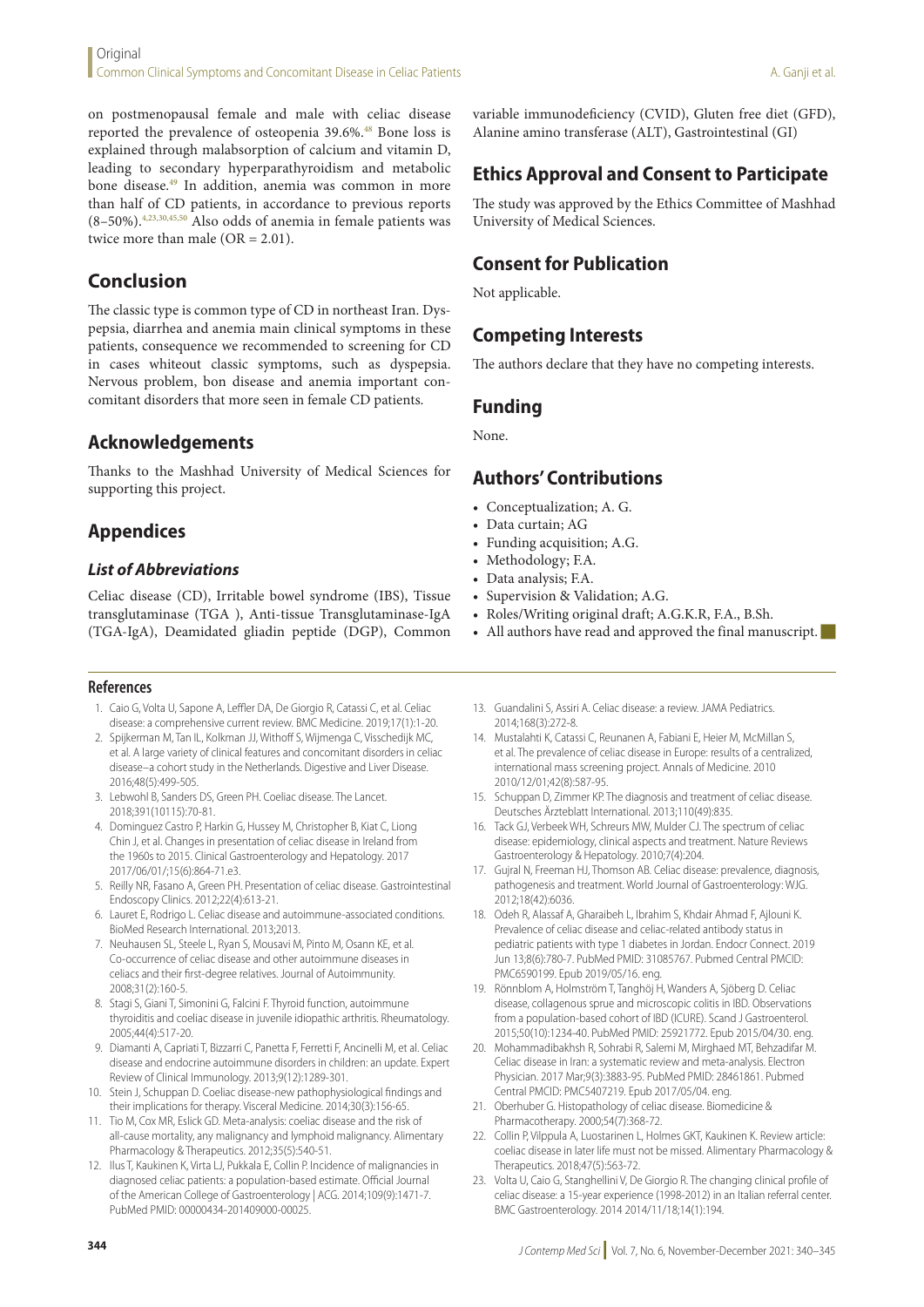on postmenopausal female and male with celiac disease reported the prevalence of osteopenia 39.6%.[48] Bone loss is explained through malabsorption of calcium and vitamin D, leading to secondary hyperparathyroidism and metabolic bone disease.[49] In addition, anemia was common in more than half of CD patients, in accordance to previous reports (8–50%).[4,23,30,45,50] Also odds of anemia in female patients was twice more than male (OR = 2.01).

## Conclusion

The classic type is common type of CD in northeast Iran. Dyspepsia, diarrhea and anemia main clinical symptoms in these patients, consequence we recommended to screening for CD in cases whiteout classic symptoms, such as dyspepsia. Nervous problem, bon disease and anemia important concomitant disorders that more seen in female CD patients.

## Acknowledgements

Thanks to the Mashhad University of Medical Sciences for supporting this project.

## Appendices

### *List of Abbreviations*

Celiac disease (CD), Irritable bowel syndrome (IBS), Tissue transglutaminase (TGA ), Anti-tissue Transglutaminase-IgA (TGA-IgA), Deamidated gliadin peptide (DGP), Common variable immunodeficiency (CVID), Gluten free diet (GFD), Alanine amino transferase (ALT), Gastrointestinal (GI)

## Ethics Approval and Consent to Participate

The study was approved by the Ethics Committee of Mashhad University of Medical Sciences.

## Consent for Publication

Not applicable.

## Competing Interests

The authors declare that they have no competing interests.

## Funding

None.

## Authors' Contributions

- Conceptualization; A. G.
- Data curtain; AG
- Funding acquisition; A.G.
- Methodology; F.A.
- Data analysis; F.A.
- Supervision & Validation; A.G.
- Roles/Writing original draft; A.G.K.R, F.A., B.Sh.
- All authors have read and approved the final manuscript.

## References

1. Caio G, Volta U, Sapone A, Leffler DA, De Giorgio R, Catassi C, et al. Celiac disease: a comprehensive current review. BMC Medicine. 2019;17(1):1-20.
2. Spijkerman M, Tan IL, Kolkman JJ, Withoff S, Wijmenga C, Visschedijk MC, et al. A large variety of clinical features and concomitant disorders in celiac disease–a cohort study in the Netherlands. Digestive and Liver Disease. 2016;48(5):499-505.
3. Lebwohl B, Sanders DS, Green PH. Coeliac disease. The Lancet. 2018;391(10115):70-81.
4. Dominguez Castro P, Harkin G, Hussey M, Christopher B, Kiat C, Liong Chin J, et al. Changes in presentation of celiac disease in Ireland from the 1960s to 2015. Clinical Gastroenterology and Hepatology. 2017 2017/06/01/;15(6):864-71.e3.
5. Reilly NR, Fasano A, Green PH. Presentation of celiac disease. Gastrointestinal Endoscopy Clinics. 2012;22(4):613-21.
6. Lauret E, Rodrigo L. Celiac disease and autoimmune-associated conditions. BioMed Research International. 2013;2013.
7. Neuhausen SL, Steele L, Ryan S, Mousavi M, Pinto M, Osann KE, et al. Co-occurrence of celiac disease and other autoimmune diseases in celiacs and their first-degree relatives. Journal of Autoimmunity. 2008;31(2):160-5.
8. Stagi S, Giani T, Simonini G, Falcini F. Thyroid function, autoimmune thyroiditis and coeliac disease in juvenile idiopathic arthritis. Rheumatology. 2005;44(4):517-20.
9. Diamanti A, Capriati T, Bizzarri C, Panetta F, Ferretti F, Ancinelli M, et al. Celiac disease and endocrine autoimmune disorders in children: an update. Expert Review of Clinical Immunology. 2013;9(12):1289-301.
10. Stein J, Schuppan D. Coeliac disease-new pathophysiological findings and their implications for therapy. Visceral Medicine. 2014;30(3):156-65.
11. Tio M, Cox MR, Eslick GD. Meta-analysis: coeliac disease and the risk of all-cause mortality, any malignancy and lymphoid malignancy. Alimentary Pharmacology & Therapeutics. 2012;35(5):540-51.
12. Ilus T, Kaukinen K, Virta LJ, Pukkala E, Collin P. Incidence of malignancies in diagnosed celiac patients: a population-based estimate. Official Journal of the American College of Gastroenterology | ACG. 2014;109(9):1471-7. PubMed PMID: 00000434-201409000-00025.
13. Guandalini S, Assiri A. Celiac disease: a review. JAMA Pediatrics. 2014;168(3):272-8.
14. Mustalahti K, Catassi C, Reunanen A, Fabiani E, Heier M, McMillan S, et al. The prevalence of celiac disease in Europe: results of a centralized, international mass screening project. Annals of Medicine. 2010 2010/12/01;42(8):587-95.
15. Schuppan D, Zimmer KP. The diagnosis and treatment of celiac disease. Deutsches Ärzteblatt International. 2013;110(49):835.
16. Tack GJ, Verbeek WH, Schreurs MW, Mulder CJ. The spectrum of celiac disease: epidemiology, clinical aspects and treatment. Nature Reviews Gastroenterology & Hepatology. 2010;7(4):204.
17. Gujral N, Freeman HJ, Thomson AB. Celiac disease: prevalence, diagnosis, pathogenesis and treatment. World Journal of Gastroenterology: WJG. 2012;18(42):6036.
18. Odeh R, Alassaf A, Gharaibeh L, Ibrahim S, Khdair Ahmad F, Ajlouni K. Prevalence of celiac disease and celiac-related antibody status in pediatric patients with type 1 diabetes in Jordan. Endocr Connect. 2019 Jun 13;8(6):780-7. PubMed PMID: 31085767. Pubmed Central PMCID: PMC6590199. Epub 2019/05/16. eng.
19. Rönnblom A, Holmström T, Tanghöj H, Wanders A, Sjöberg D. Celiac disease, collagenous sprue and microscopic colitis in IBD. Observations from a population-based cohort of IBD (ICURE). Scand J Gastroenterol. 2015;50(10):1234-40. PubMed PMID: 25921772. Epub 2015/04/30. eng.
20. Mohammadibakhsh R, Sohrabi R, Salemi M, Mirghaed MT, Behzadifar M. Celiac disease in Iran: a systematic review and meta-analysis. Electron Physician. 2017 Mar;9(3):3883-95. PubMed PMID: 28461861. Pubmed Central PMCID: PMC5407219. Epub 2017/05/04. eng.
21. Oberhuber G. Histopathology of celiac disease. Biomedicine & Pharmacotherapy. 2000;54(7):368-72.
22. Collin P, Vilppula A, Luostarinen L, Holmes GKT, Kaukinen K. Review article: coeliac disease in later life must not be missed. Alimentary Pharmacology & Therapeutics. 2018;47(5):563-72.
23. Volta U, Caio G, Stanghellini V, De Giorgio R. The changing clinical profile of celiac disease: a 15-year experience (1998-2012) in an Italian referral center. BMC Gastroenterology. 2014 2014/11/18;14(1):194.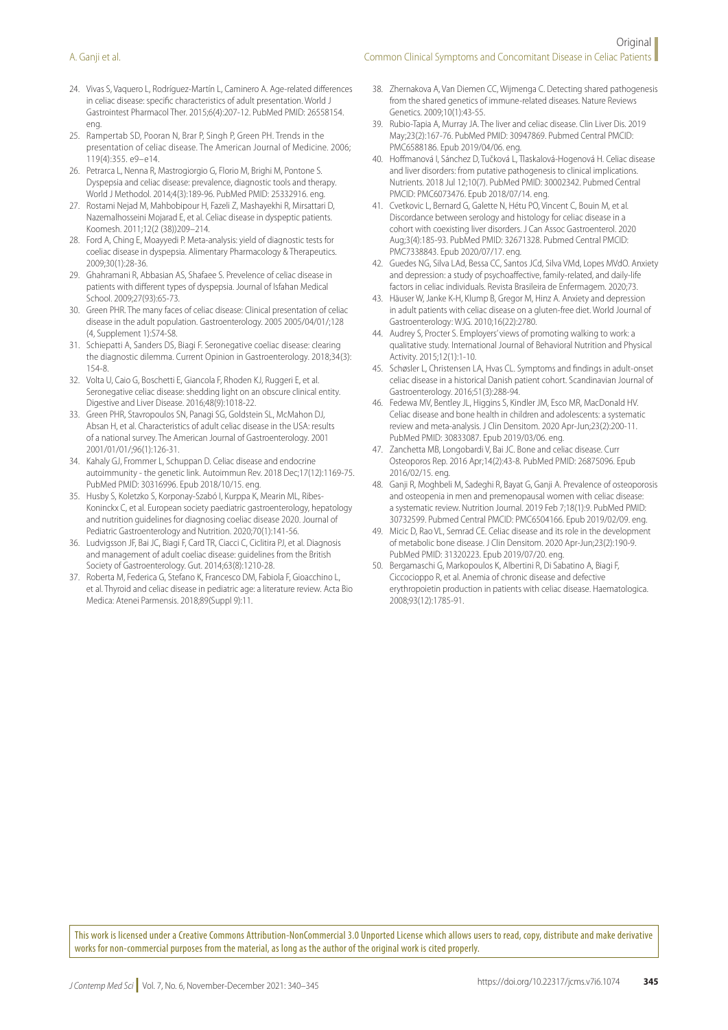24. Vivas S, Vaquero L, Rodríguez-Martín L, Caminero A. Age-related differences in celiac disease: specific characteristics of adult presentation. World J Gastrointest Pharmacol Ther. 2015;6(4):207-12. PubMed PMID: 26558154. eng.
25. Rampertab SD, Pooran N, Brar P, Singh P, Green PH. Trends in the presentation of celiac disease. The American Journal of Medicine. 2006; 119(4):355. e9–e14.
26. Petrarca L, Nenna R, Mastrogiorgio G, Florio M, Brighi M, Pontone S. Dyspepsia and celiac disease: prevalence, diagnostic tools and therapy. World J Methodol. 2014;4(3):189-96. PubMed PMID: 25332916. eng.
27. Rostami Nejad M, Mahbobipour H, Fazeli Z, Mashayekhi R, Mirsattari D, Nazemalhosseini Mojarad E, et al. Celiac disease in dyspeptic patients. Koomesh. 2011;12(2 (38))209–214.
28. Ford A, Ching E, Moayyedi P. Meta-analysis: yield of diagnostic tests for coeliac disease in dyspepsia. Alimentary Pharmacology & Therapeutics. 2009;30(1):28-36.
29. Ghahramani R, Abbasian AS, Shafaee S. Prevelence of celiac disease in patients with different types of dyspepsia. Journal of Isfahan Medical School. 2009;27(93):65-73.
30. Green PHR. The many faces of celiac disease: Clinical presentation of celiac disease in the adult population. Gastroenterology. 2005 2005/04/01/;128 (4, Supplement 1):S74-S8.
31. Schiepatti A, Sanders DS, Biagi F. Seronegative coeliac disease: clearing the diagnostic dilemma. Current Opinion in Gastroenterology. 2018;34(3): 154-8.
32. Volta U, Caio G, Boschetti E, Giancola F, Rhoden KJ, Ruggeri E, et al. Seronegative celiac disease: shedding light on an obscure clinical entity. Digestive and Liver Disease. 2016;48(9):1018-22.
33. Green PHR, Stavropoulos SN, Panagi SG, Goldstein SL, McMahon DJ, Absan H, et al. Characteristics of adult celiac disease in the USA: results of a national survey. The American Journal of Gastroenterology. 2001 2001/01/01/;96(1):126-31.
34. Kahaly GJ, Frommer L, Schuppan D. Celiac disease and endocrine autoimmunity - the genetic link. Autoimmun Rev. 2018 Dec;17(12):1169-75. PubMed PMID: 30316996. Epub 2018/10/15. eng.
35. Husby S, Koletzko S, Korponay-Szabó I, Kurppa K, Mearin ML, Ribes-Koninckx C, et al. European society paediatric gastroenterology, hepatology and nutrition guidelines for diagnosing coeliac disease 2020. Journal of Pediatric Gastroenterology and Nutrition. 2020;70(1):141-56.
36. Ludvigsson JF, Bai JC, Biagi F, Card TR, Ciacci C, Ciclitira PJ, et al. Diagnosis and management of adult coeliac disease: guidelines from the British Society of Gastroenterology. Gut. 2014;63(8):1210-28.
37. Roberta M, Federica G, Stefano K, Francesco DM, Fabiola F, Gioacchino L, et al. Thyroid and celiac disease in pediatric age: a literature review. Acta Bio Medica: Atenei Parmensis. 2018;89(Suppl 9):11.
38. Zhernakova A, Van Diemen CC, Wijmenga C. Detecting shared pathogenesis from the shared genetics of immune-related diseases. Nature Reviews Genetics. 2009;10(1):43-55.
39. Rubio-Tapia A, Murray JA. The liver and celiac disease. Clin Liver Dis. 2019 May;23(2):167-76. PubMed PMID: 30947869. Pubmed Central PMCID: PMC6588186. Epub 2019/04/06. eng.
40. Hoffmanová I, Sánchez D, Tučková L, Tlaskalová-Hogenová H. Celiac disease and liver disorders: from putative pathogenesis to clinical implications. Nutrients. 2018 Jul 12;10(7). PubMed PMID: 30002342. Pubmed Central PMCID: PMC6073476. Epub 2018/07/14. eng.
41. Cvetkovic L, Bernard G, Galette N, Hétu PO, Vincent C, Bouin M, et al. Discordance between serology and histology for celiac disease in a cohort with coexisting liver disorders. J Can Assoc Gastroenterol. 2020 Aug;3(4):185-93. PubMed PMID: 32671328. Pubmed Central PMCID: PMC7338843. Epub 2020/07/17. eng.
42. Guedes NG, Silva LAd, Bessa CC, Santos JCd, Silva VMd, Lopes MVdO. Anxiety and depression: a study of psychoaffective, family-related, and daily-life factors in celiac individuals. Revista Brasileira de Enfermagem. 2020;73.
43. Häuser W, Janke K-H, Klump B, Gregor M, Hinz A. Anxiety and depression in adult patients with celiac disease on a gluten-free diet. World Journal of Gastroenterology: WJG. 2010;16(22):2780.
44. Audrey S, Procter S. Employers' views of promoting walking to work: a qualitative study. International Journal of Behavioral Nutrition and Physical Activity. 2015;12(1):1-10.
45. Schøsler L, Christensen LA, Hvas CL. Symptoms and findings in adult-onset celiac disease in a historical Danish patient cohort. Scandinavian Journal of Gastroenterology. 2016;51(3):288-94.
46. Fedewa MV, Bentley JL, Higgins S, Kindler JM, Esco MR, MacDonald HV. Celiac disease and bone health in children and adolescents: a systematic review and meta-analysis. J Clin Densitom. 2020 Apr-Jun;23(2):200-11. PubMed PMID: 30833087. Epub 2019/03/06. eng.
47. Zanchetta MB, Longobardi V, Bai JC. Bone and celiac disease. Curr Osteoporos Rep. 2016 Apr;14(2):43-8. PubMed PMID: 26875096. Epub 2016/02/15. eng.
48. Ganji R, Moghbeli M, Sadeghi R, Bayat G, Ganji A. Prevalence of osteoporosis and osteopenia in men and premenopausal women with celiac disease: a systematic review. Nutrition Journal. 2019 Feb 7;18(1):9. PubMed PMID: 30732599. Pubmed Central PMCID: PMC6504166. Epub 2019/02/09. eng.
49. Micic D, Rao VL, Semrad CE. Celiac disease and its role in the development of metabolic bone disease. J Clin Densitom. 2020 Apr-Jun;23(2):190-9. PubMed PMID: 31320223. Epub 2019/07/20. eng.
50. Bergamaschi G, Markopoulos K, Albertini R, Di Sabatino A, Biagi F, Ciccocioppo R, et al. Anemia of chronic disease and defective erythropoietin production in patients with celiac disease. Haematologica. 2008;93(12):1785-91.

This work is licensed under a Creative Commons Attribution-NonCommercial 3.0 Unported License which allows users to read, copy, distribute and make derivative works for non-commercial purposes from the material, as long as the author of the original work is cited properly.